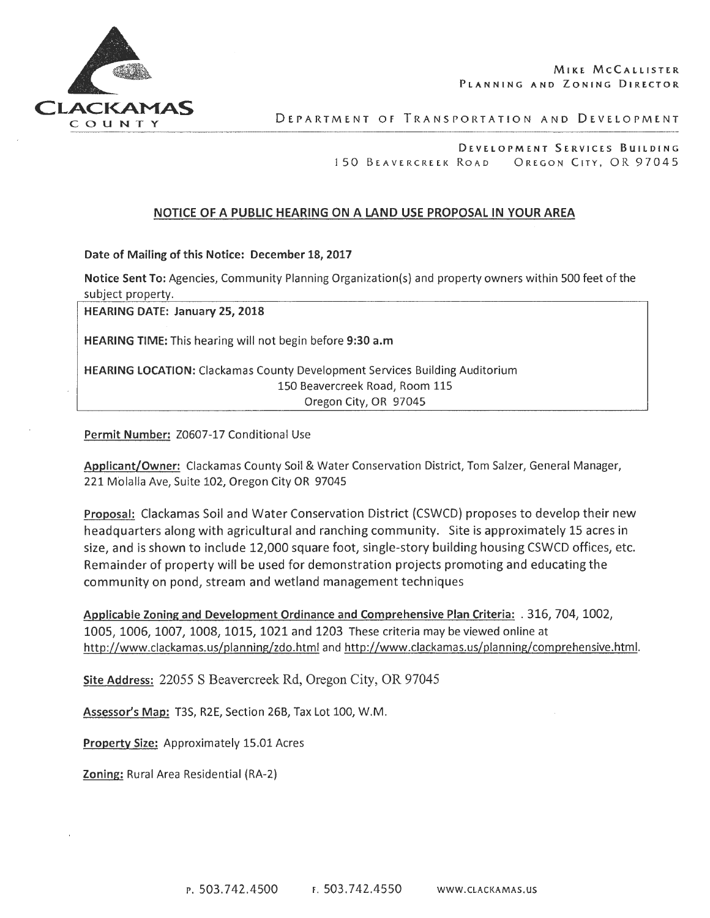MIKE MCCALLISTER
PLANNING AND ZONING DIRECTOR

CLACKAMAS COUNTY

DEPARTMENT OF TRANSPORTATION AND DEVELOPMENT

DEVELOPMENT SERVICES BUILDING
150 BEAVERCREEK ROAD OREGON CITY, OR 97045

## NOTICE OF A PUBLIC HEARING ON A LAND USE PROPOSAL IN YOUR AREA

**Date of Mailing of this Notice: December 18, 2017**

**Notice Sent To:** Agencies, Community Planning Organization(s) and property owners within 500 feet of the subject property.

**HEARING DATE: January 25, 2018**

**HEARING TIME:** This hearing will not begin before **9:30 a.m**

**HEARING LOCATION:** Clackamas County Development Services Building Auditorium
150 Beavercreek Road, Room 115
Oregon City, OR 97045

**Permit Number:** Z0607-17 Conditional Use

**Applicant/Owner:** Clackamas County Soil & Water Conservation District, Tom Salzer, General Manager, 221 Molalla Ave, Suite 102, Oregon City OR 97045

**Proposal:** Clackamas Soil and Water Conservation District (CSWCD) proposes to develop their new headquarters along with agricultural and ranching community. Site is approximately 15 acres in size, and is shown to include 12,000 square foot, single-story building housing CSWCD offices, etc. Remainder of property will be used for demonstration projects promoting and educating the community on pond, stream and wetland management techniques

**Applicable Zoning and Development Ordinance and Comprehensive Plan Criteria:** . 316, 704, 1002, 1005, 1006, 1007, 1008, 1015, 1021 and 1203 These criteria may be viewed online at http://www.clackamas.us/planning/zdo.html and http://www.clackamas.us/planning/comprehensive.html.

**Site Address:** 22055 S Beavercreek Rd, Oregon City, OR 97045

**Assessor's Map:** T3S, R2E, Section 26B, Tax Lot 100, W.M.

**Property Size:** Approximately 15.01 Acres

**Zoning:** Rural Area Residential (RA-2)

P. 503.742.4500 F. 503.742.4550 WWW.CLACKAMAS.US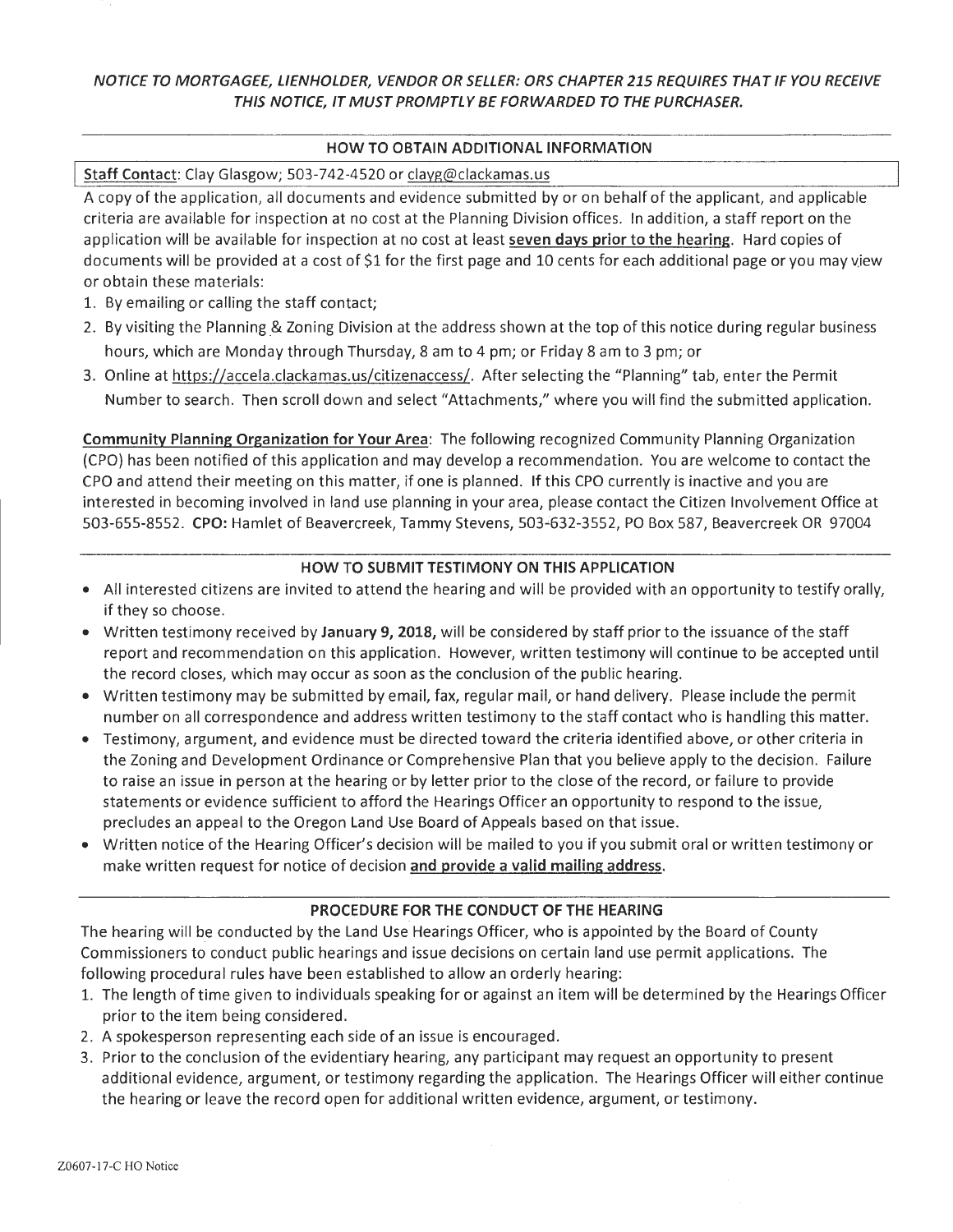***NOTICE TO MORTGAGEE, LIENHOLDER, VENDOR OR SELLER: ORS CHAPTER 215 REQUIRES THAT IF YOU RECEIVE THIS NOTICE, IT MUST PROMPTLY BE FORWARDED TO THE PURCHASER.***

## HOW TO OBTAIN ADDITIONAL INFORMATION

**Staff Contact**: Clay Glasgow; 503-742-4520 or clayg@clackamas.us

A copy of the application, all documents and evidence submitted by or on behalf of the applicant, and applicable criteria are available for inspection at no cost at the Planning Division offices. In addition, a staff report on the application will be available for inspection at no cost at least **seven days prior to the hearing**. Hard copies of documents will be provided at a cost of $1 for the first page and 10 cents for each additional page or you may view or obtain these materials:

1. By emailing or calling the staff contact;
2. By visiting the Planning & Zoning Division at the address shown at the top of this notice during regular business hours, which are Monday through Thursday, 8 am to 4 pm; or Friday 8 am to 3 pm; or
3. Online at https://accela.clackamas.us/citizenaccess/. After selecting the "Planning" tab, enter the Permit Number to search. Then scroll down and select "Attachments," where you will find the submitted application.

**Community Planning Organization for Your Area**: The following recognized Community Planning Organization (CPO) has been notified of this application and may develop a recommendation. You are welcome to contact the CPO and attend their meeting on this matter, if one is planned. If this CPO currently is inactive and you are interested in becoming involved in land use planning in your area, please contact the Citizen Involvement Office at 503-655-8552. **CPO:** Hamlet of Beavercreek, Tammy Stevens, 503-632-3552, PO Box 587, Beavercreek OR 97004

## HOW TO SUBMIT TESTIMONY ON THIS APPLICATION

- All interested citizens are invited to attend the hearing and will be provided with an opportunity to testify orally, if they so choose.
- Written testimony received by **January 9, 2018,** will be considered by staff prior to the issuance of the staff report and recommendation on this application. However, written testimony will continue to be accepted until the record closes, which may occur as soon as the conclusion of the public hearing.
- Written testimony may be submitted by email, fax, regular mail, or hand delivery. Please include the permit number on all correspondence and address written testimony to the staff contact who is handling this matter.
- Testimony, argument, and evidence must be directed toward the criteria identified above, or other criteria in the Zoning and Development Ordinance or Comprehensive Plan that you believe apply to the decision. Failure to raise an issue in person at the hearing or by letter prior to the close of the record, or failure to provide statements or evidence sufficient to afford the Hearings Officer an opportunity to respond to the issue, precludes an appeal to the Oregon Land Use Board of Appeals based on that issue.
- Written notice of the Hearing Officer's decision will be mailed to you if you submit oral or written testimony or make written request for notice of decision **and provide a valid mailing address**.

## PROCEDURE FOR THE CONDUCT OF THE HEARING

The hearing will be conducted by the Land Use Hearings Officer, who is appointed by the Board of County Commissioners to conduct public hearings and issue decisions on certain land use permit applications. The following procedural rules have been established to allow an orderly hearing:

1. The length of time given to individuals speaking for or against an item will be determined by the Hearings Officer prior to the item being considered.
2. A spokesperson representing each side of an issue is encouraged.
3. Prior to the conclusion of the evidentiary hearing, any participant may request an opportunity to present additional evidence, argument, or testimony regarding the application. The Hearings Officer will either continue the hearing or leave the record open for additional written evidence, argument, or testimony.

Z0607-17-C HO Notice